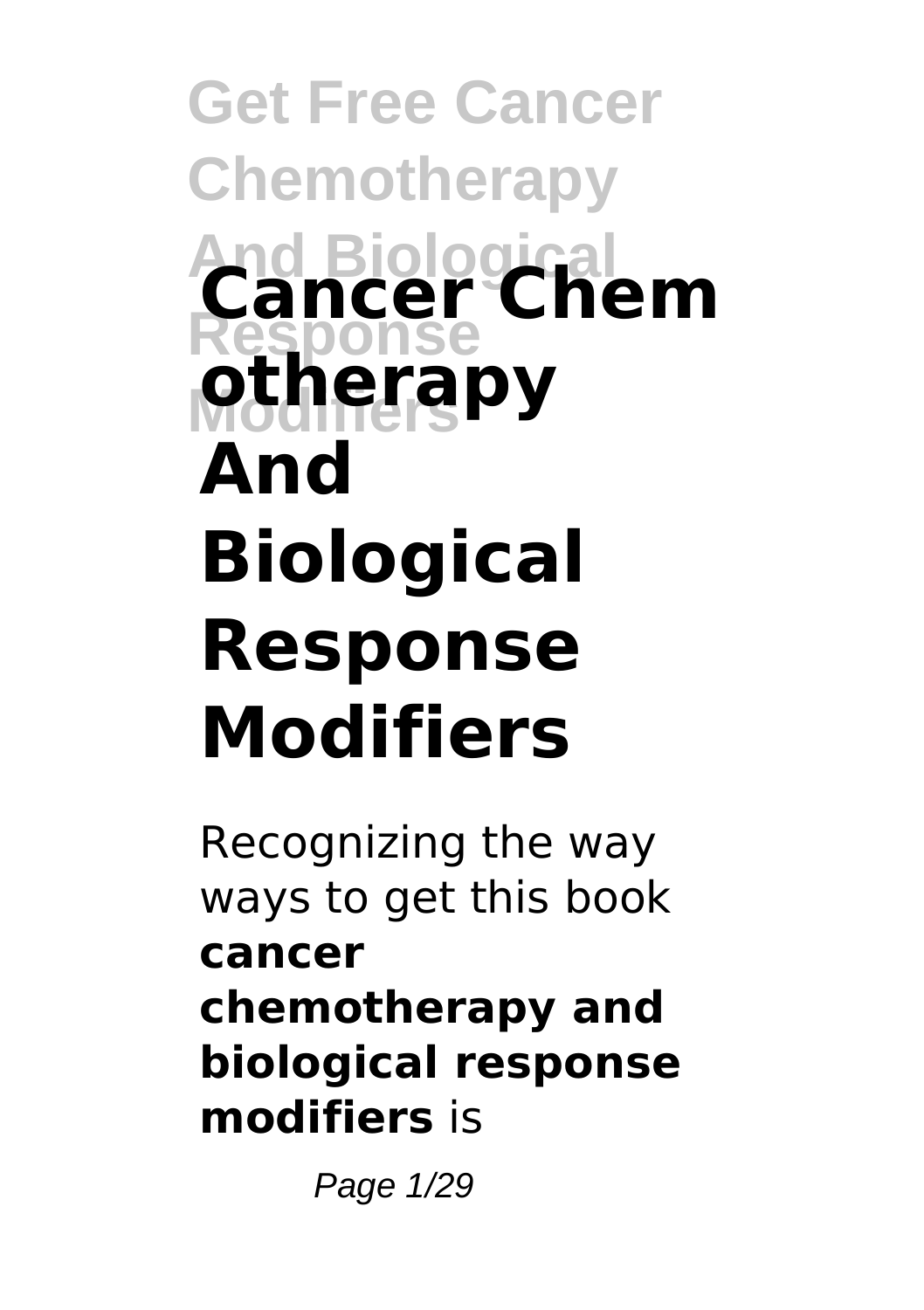# Cancer Chemotherapy And Biological Response Modifiers

Recognizing the way ways to get this book **cancer chemotherapy and biological response modifiers** is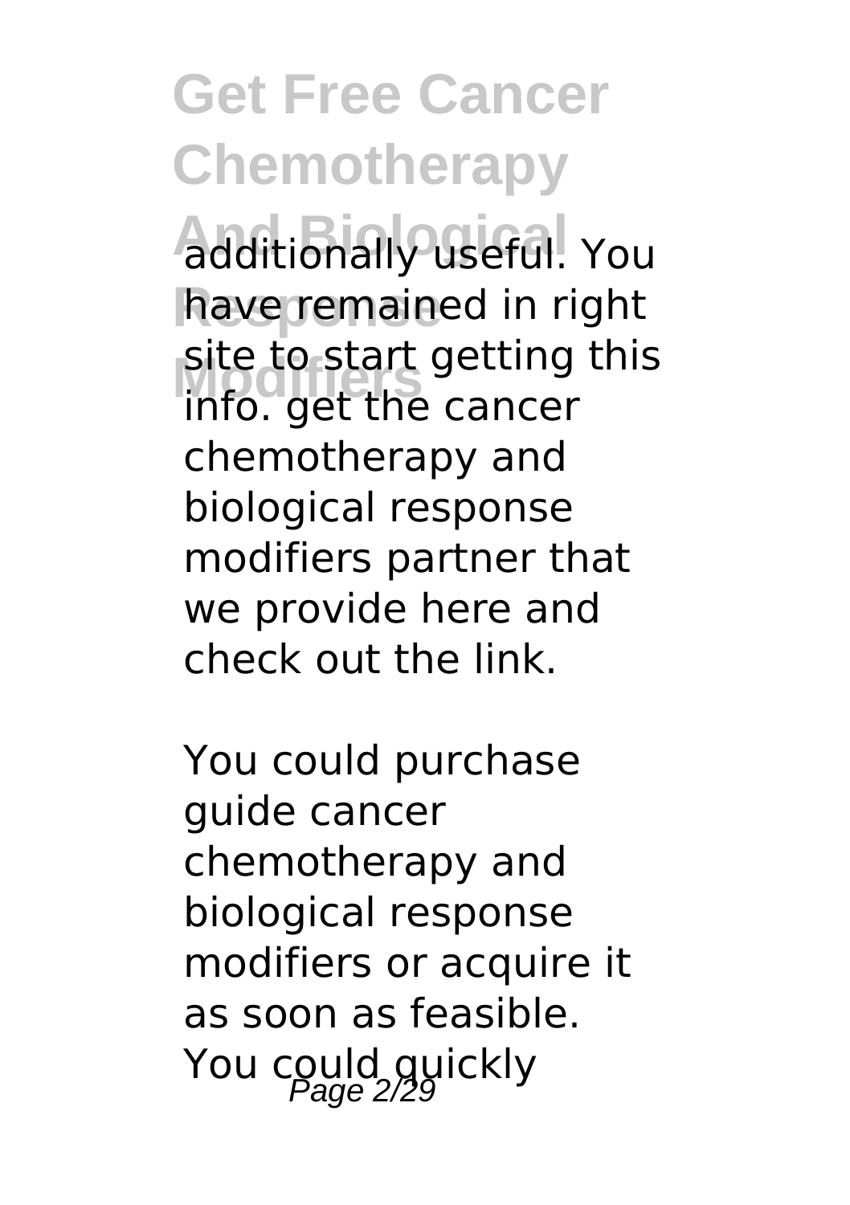additionally useful. You have remained in right site to start getting this info. get the cancer chemotherapy and biological response modifiers partner that we provide here and check out the link.

You could purchase guide cancer chemotherapy and biological response modifiers or acquire it as soon as feasible. You could quickly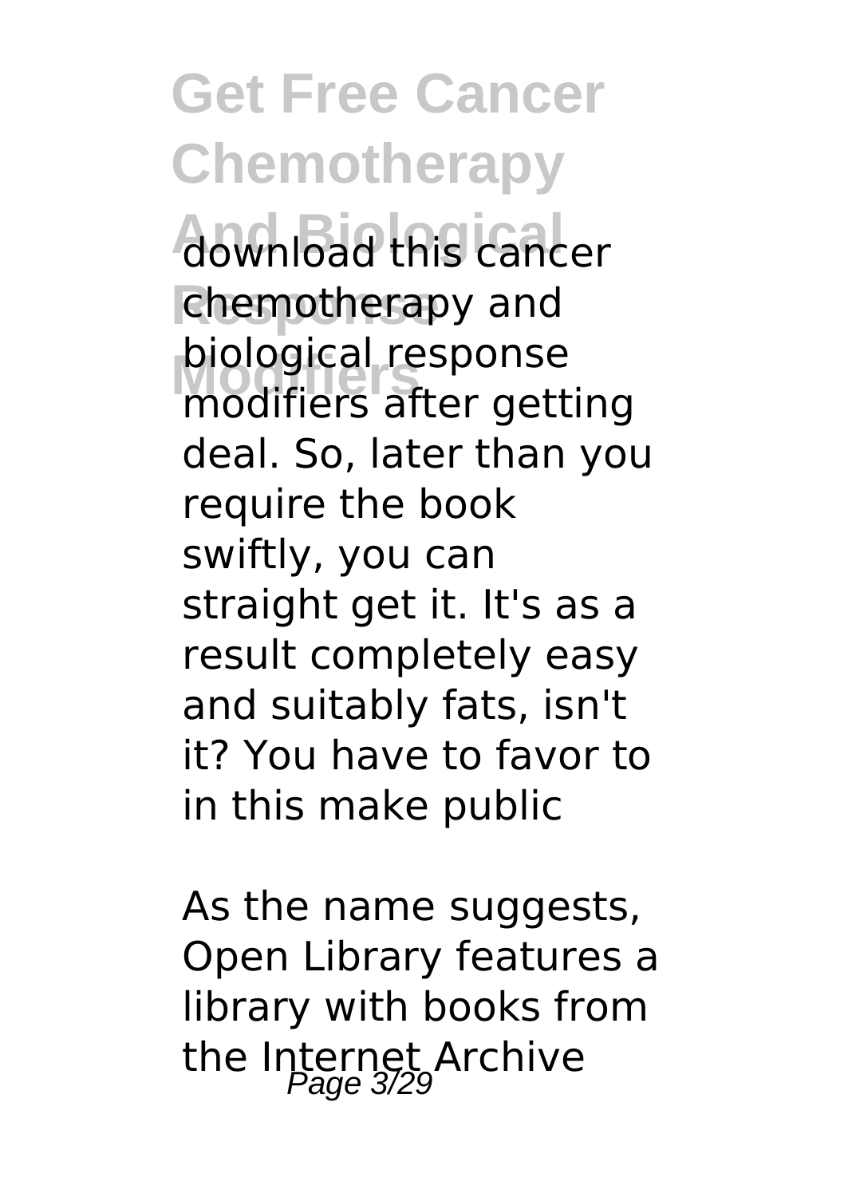download this cancer chemotherapy and biological response modifiers after getting deal. So, later than you require the book swiftly, you can straight get it. It's as a result completely easy and suitably fats, isn't it? You have to favor to in this make public

As the name suggests, Open Library features a library with books from the Internet Archive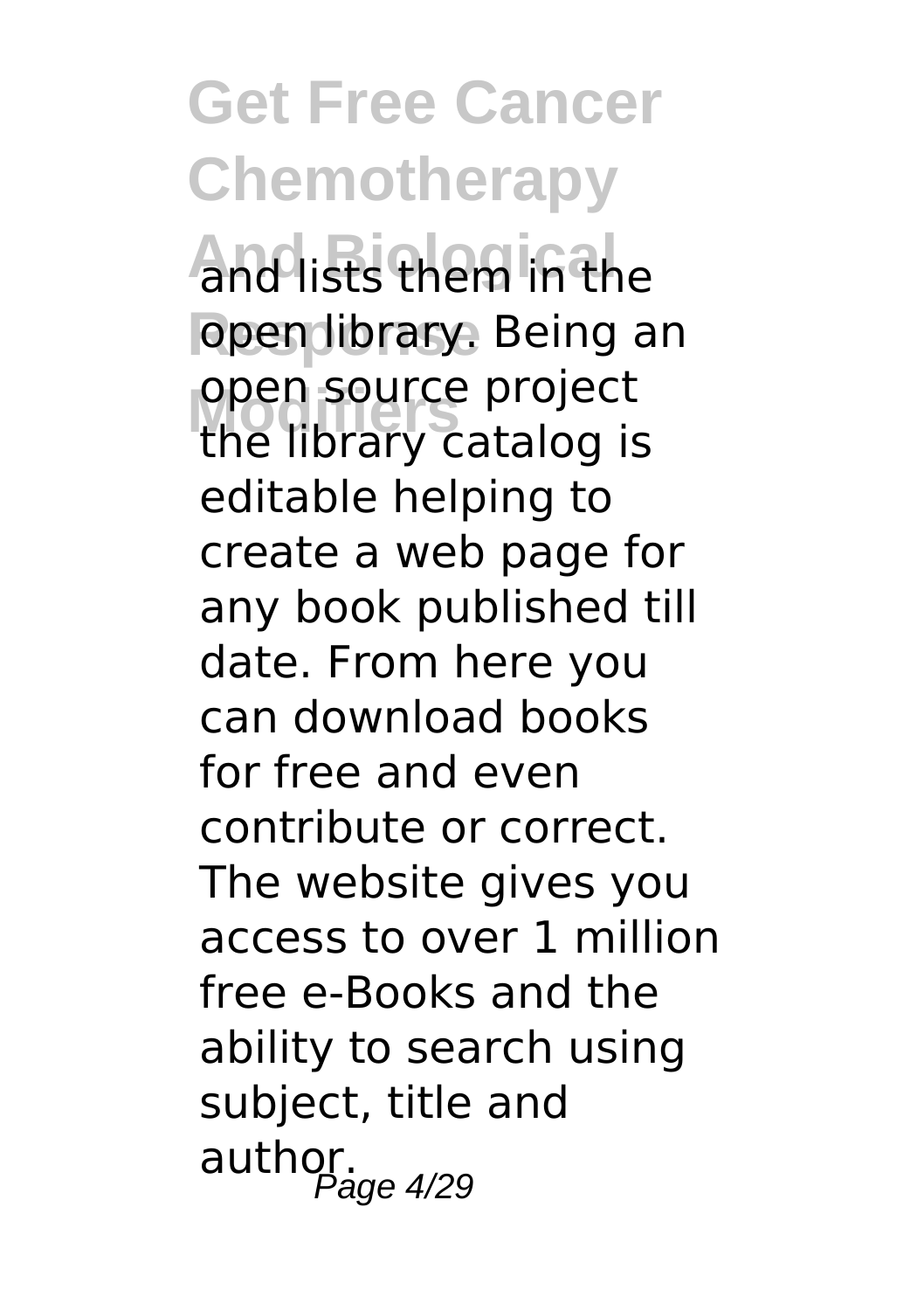and lists them in the open library. Being an open source project the library catalog is editable helping to create a web page for any book published till date. From here you can download books for free and even contribute or correct. The website gives you access to over 1 million free e-Books and the ability to search using subject, title and author.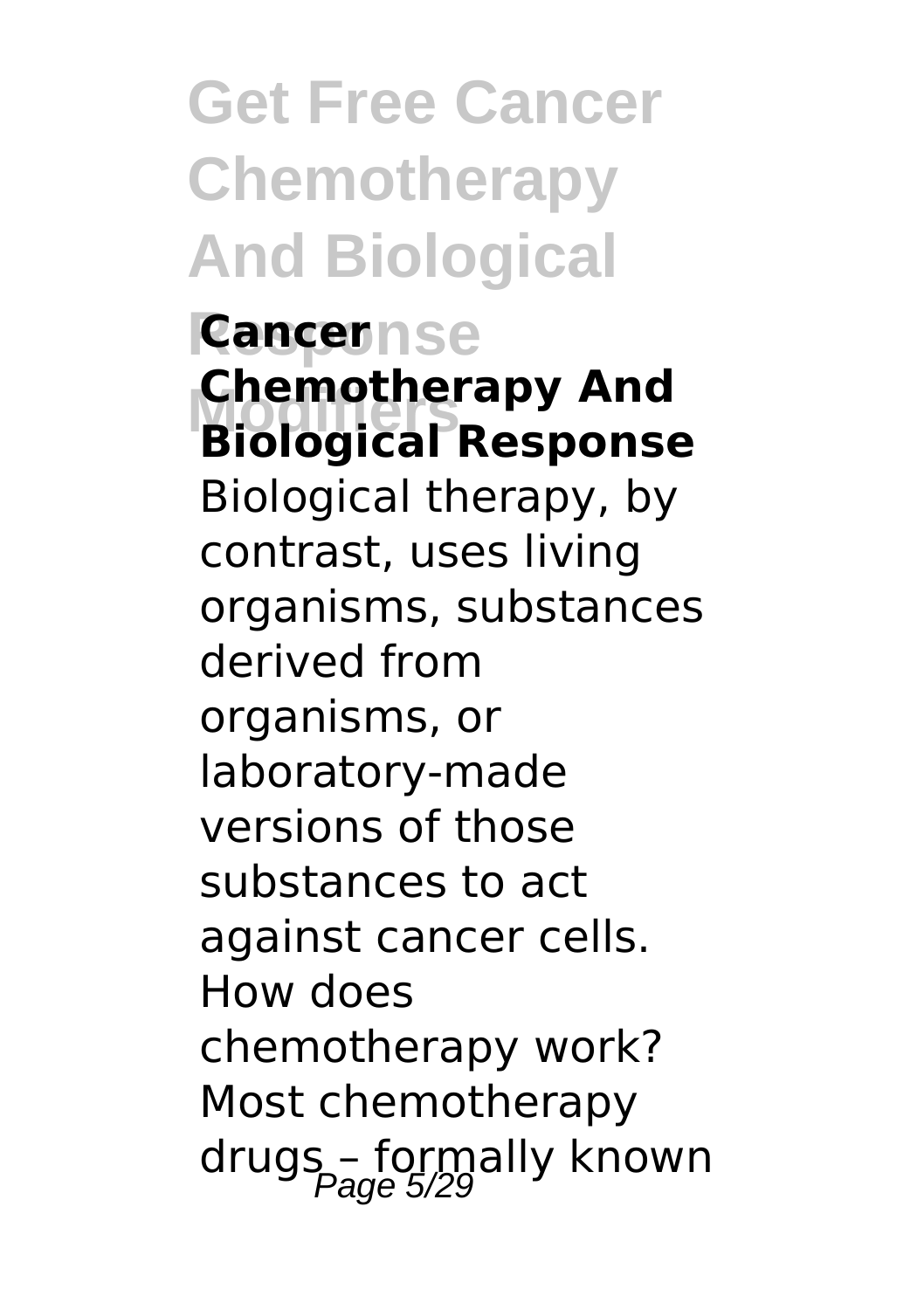**Cancer Chemotherapy And Biological Response**

Biological therapy, by contrast, uses living organisms, substances derived from organisms, or laboratory-made versions of those substances to act against cancer cells. How does chemotherapy work? Most chemotherapy drugs – formally known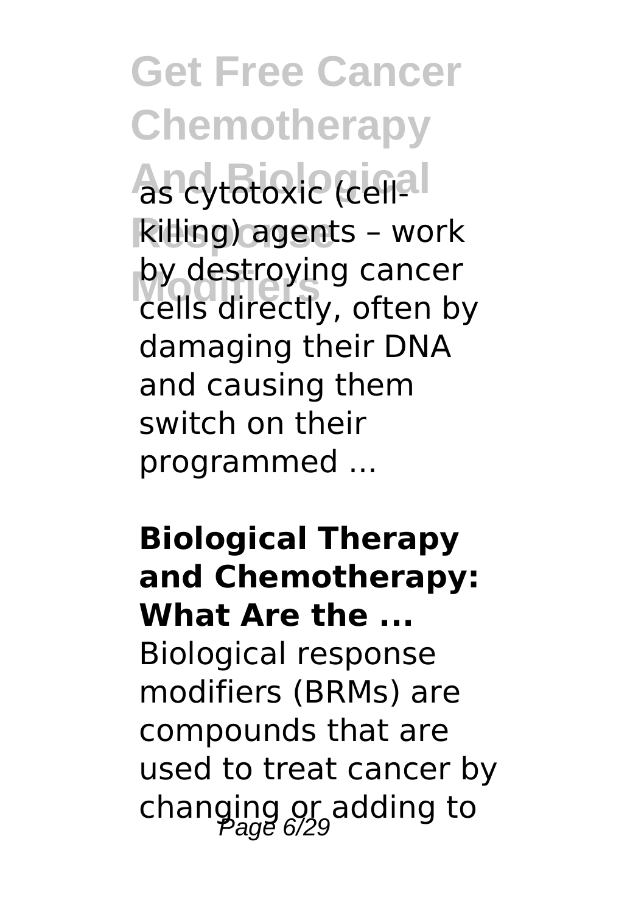as cytotoxic (cell-killing) agents – work by destroying cancer cells directly, often by damaging their DNA and causing them switch on their programmed ...

**Biological Therapy and Chemotherapy: What Are the ...**

Biological response modifiers (BRMs) are compounds that are used to treat cancer by changing or adding to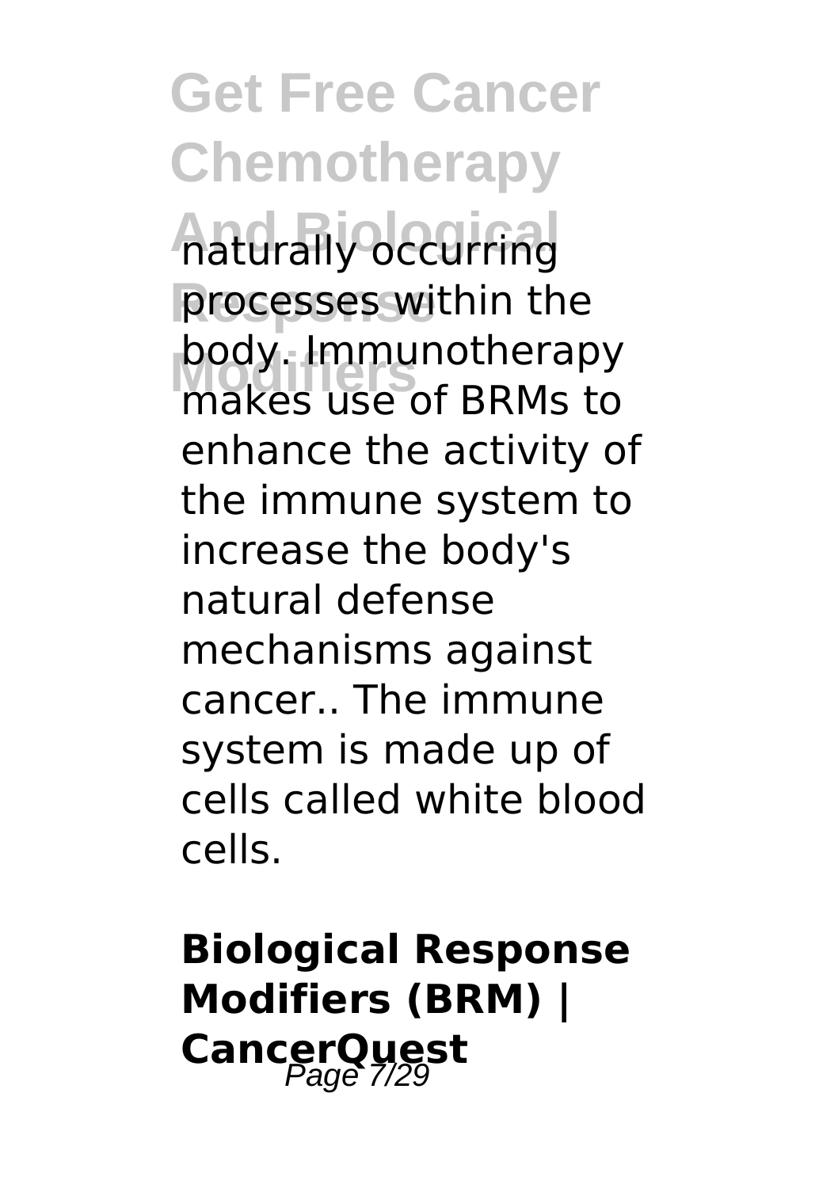naturally occurring processes within the body. Immunotherapy makes use of BRMs to enhance the activity of the immune system to increase the body's natural defense mechanisms against cancer.. The immune system is made up of cells called white blood cells.

**Biological Response Modifiers (BRM) | CancerQuest**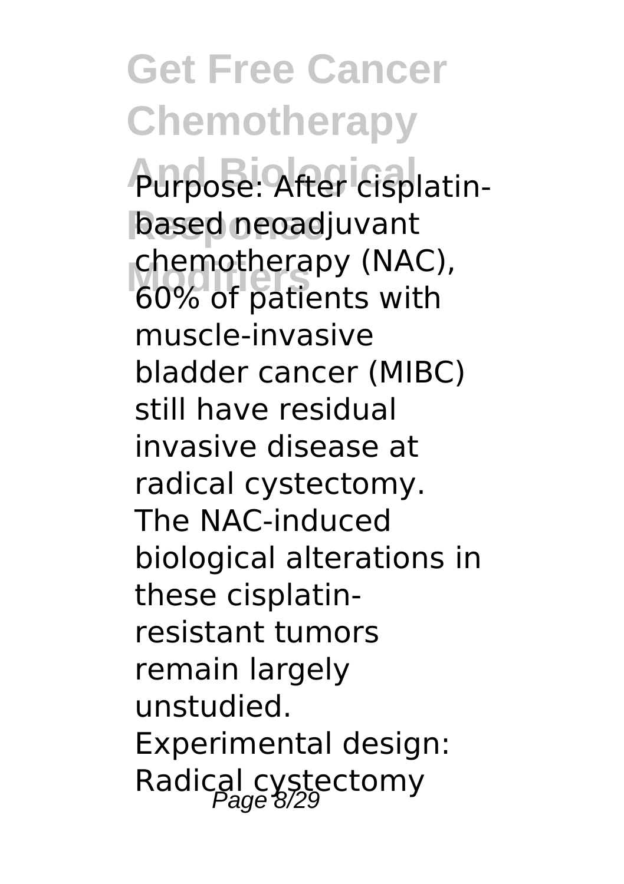Purpose: After cisplatin-based neoadjuvant chemotherapy (NAC), 60% of patients with muscle-invasive bladder cancer (MIBC) still have residual invasive disease at radical cystectomy. The NAC-induced biological alterations in these cisplatin-resistant tumors remain largely unstudied. Experimental design: Radical cystectomy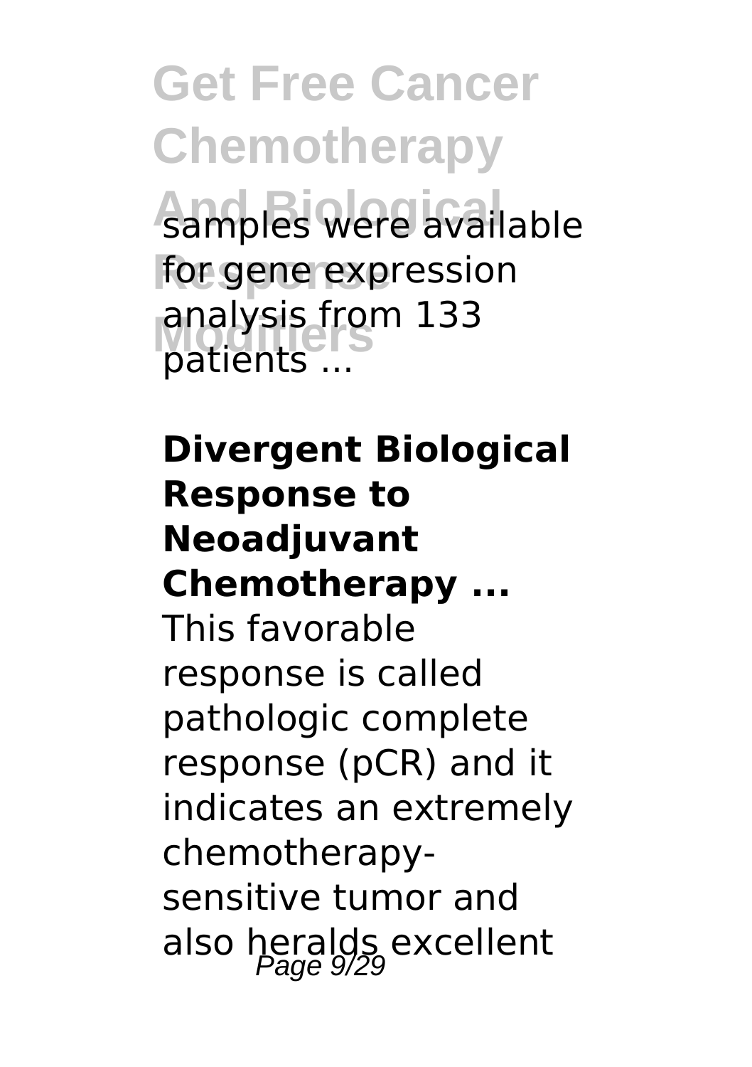samples were available for gene expression analysis from 133 patients ...

**Divergent Biological Response to Neoadjuvant Chemotherapy ...**

This favorable response is called pathologic complete response (pCR) and it indicates an extremely chemotherapy-sensitive tumor and also heralds excellent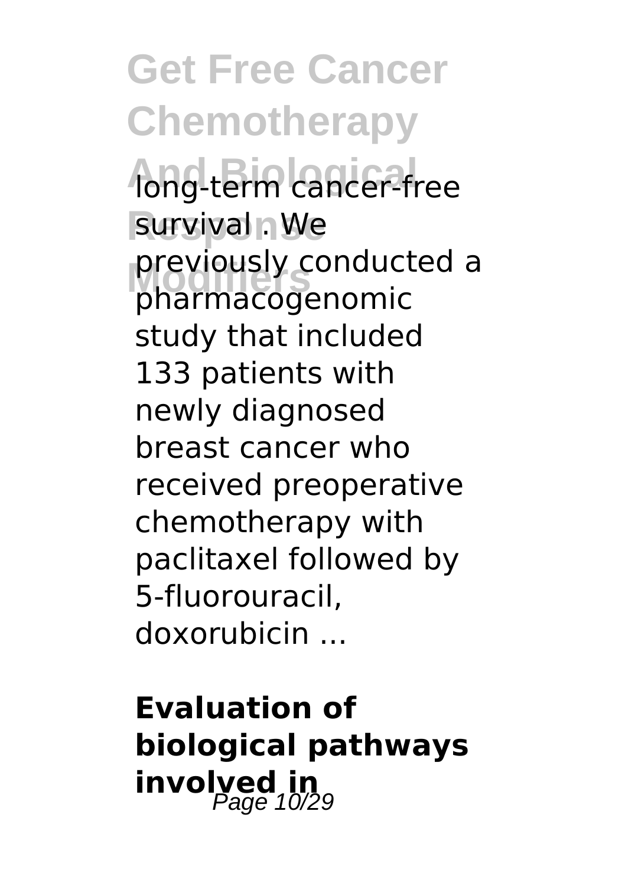long-term cancer-free survival . We previously conducted a pharmacogenomic study that included 133 patients with newly diagnosed breast cancer who received preoperative chemotherapy with paclitaxel followed by 5-fluorouracil, doxorubicin ...

## Evaluation of biological pathways involved in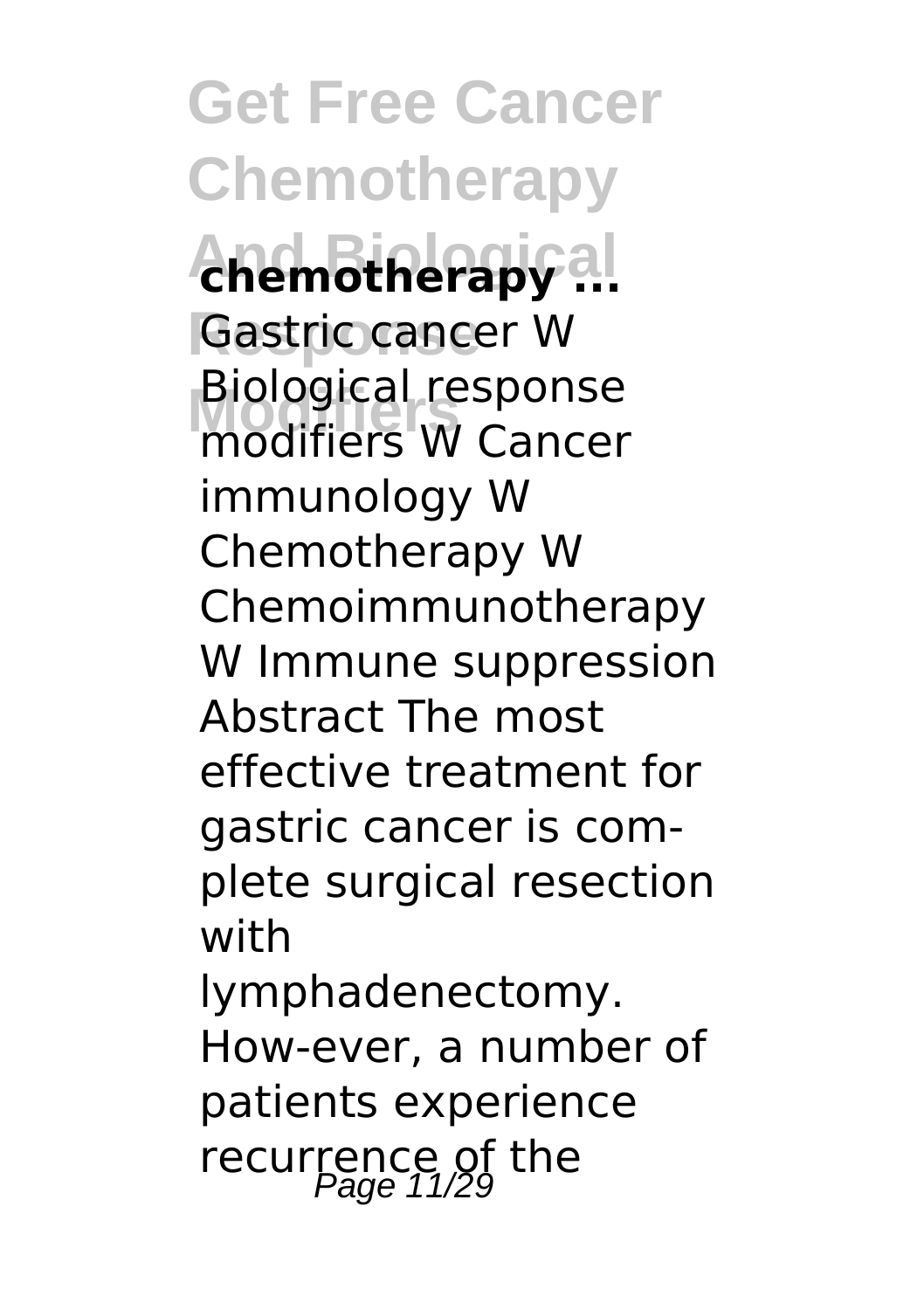**chemotherapy ...**

Gastric cancer W Biological response modifiers W Cancer immunology W Chemotherapy W Chemoimmunotherapy W Immune suppression Abstract The most effective treatment for gastric cancer is com-plete surgical resection with lymphadenectomy. How-ever, a number of patients experience recurrence of the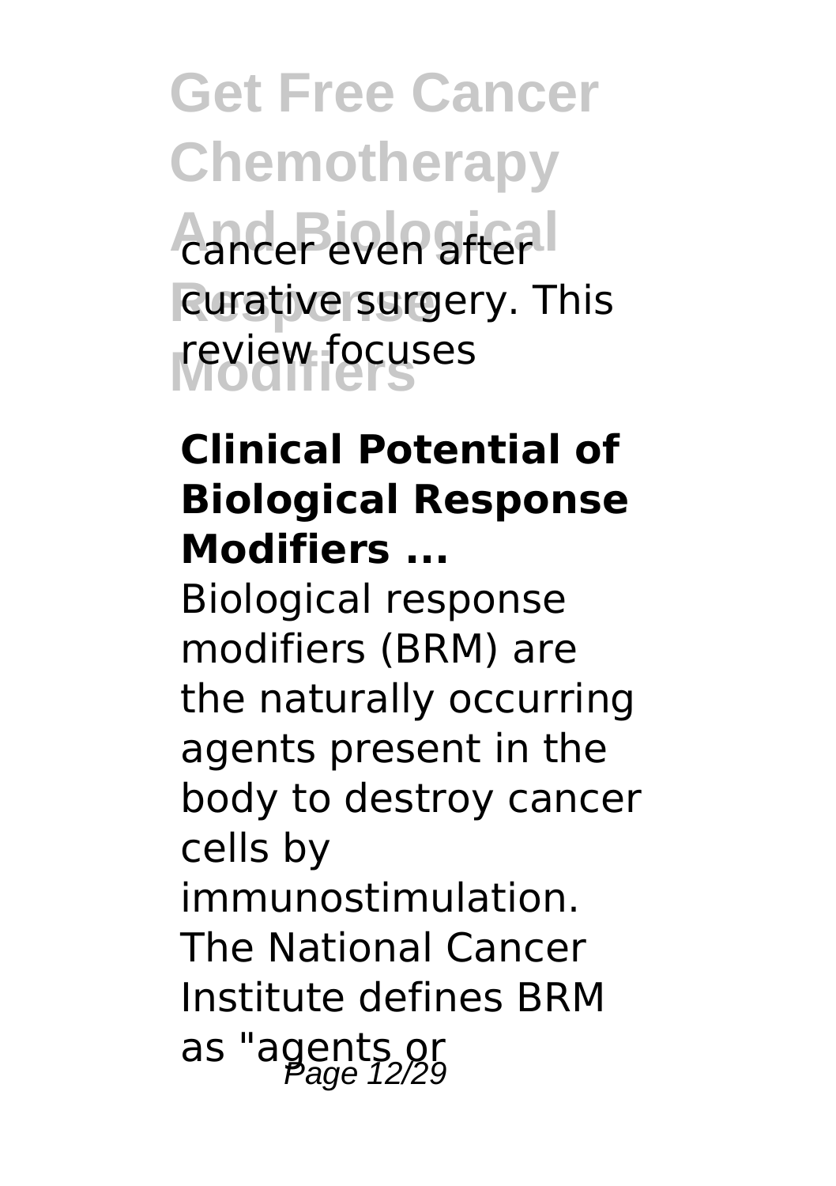cancer even after curative surgery. This review focuses

**Clinical Potential of Biological Response Modifiers ...**

Biological response modifiers (BRM) are the naturally occurring agents present in the body to destroy cancer cells by immunostimulation. The National Cancer Institute defines BRM as "agents or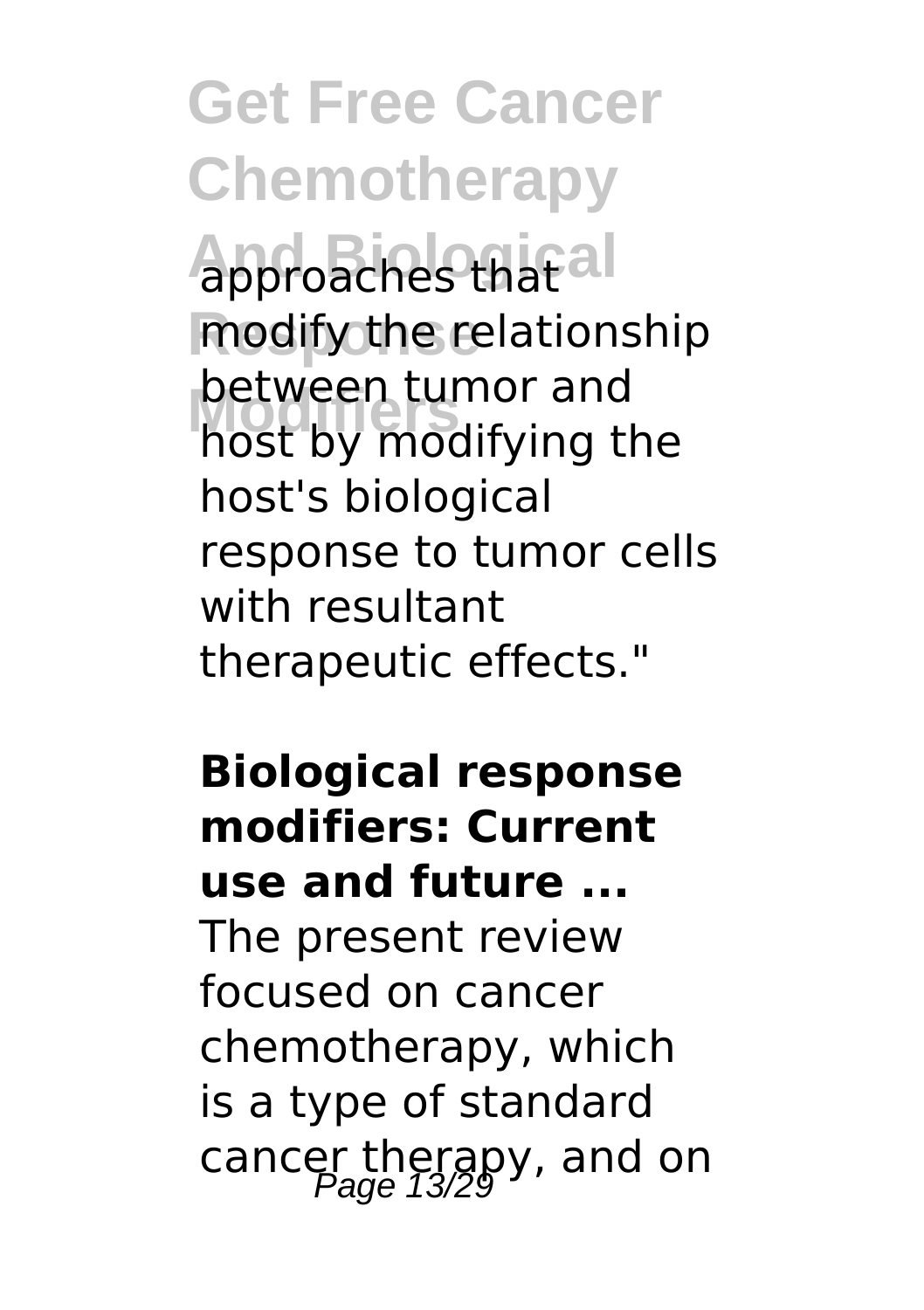approaches that modify the relationship between tumor and host by modifying the host's biological response to tumor cells with resultant therapeutic effects."

**Biological response modifiers: Current use and future ...**

The present review focused on cancer chemotherapy, which is a type of standard cancer therapy, and on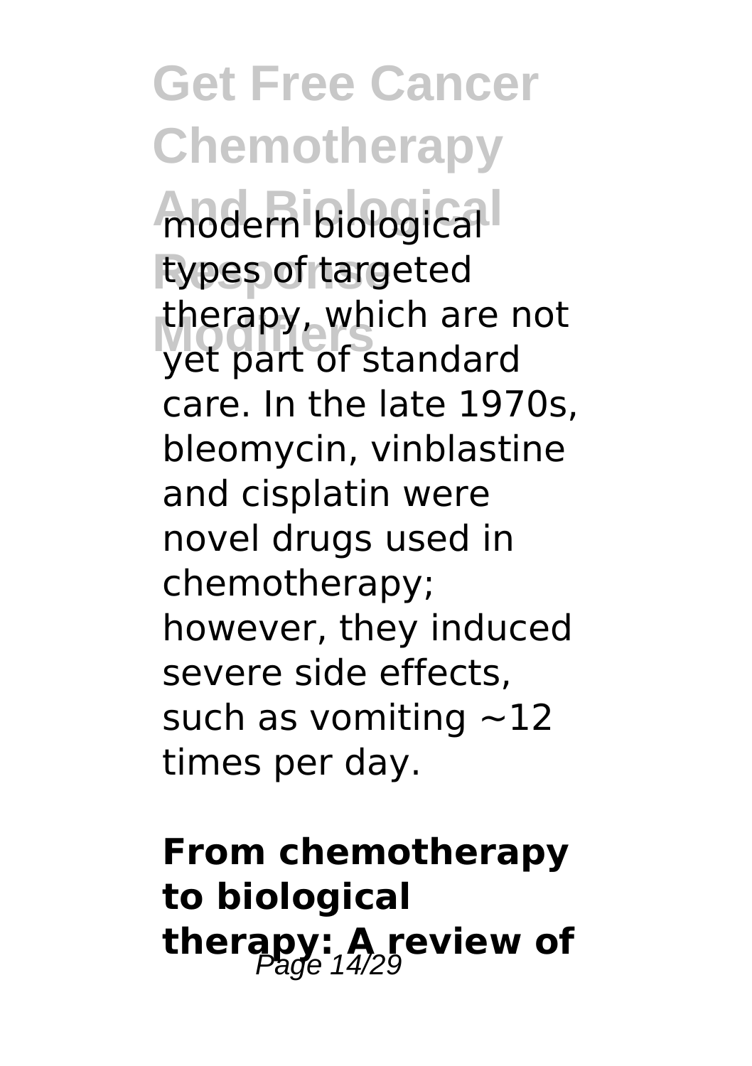modern biological types of targeted therapy, which are not yet part of standard care. In the late 1970s, bleomycin, vinblastine and cisplatin were novel drugs used in chemotherapy; however, they induced severe side effects, such as vomiting ~12 times per day.

**From chemotherapy to biological therapy: A review of**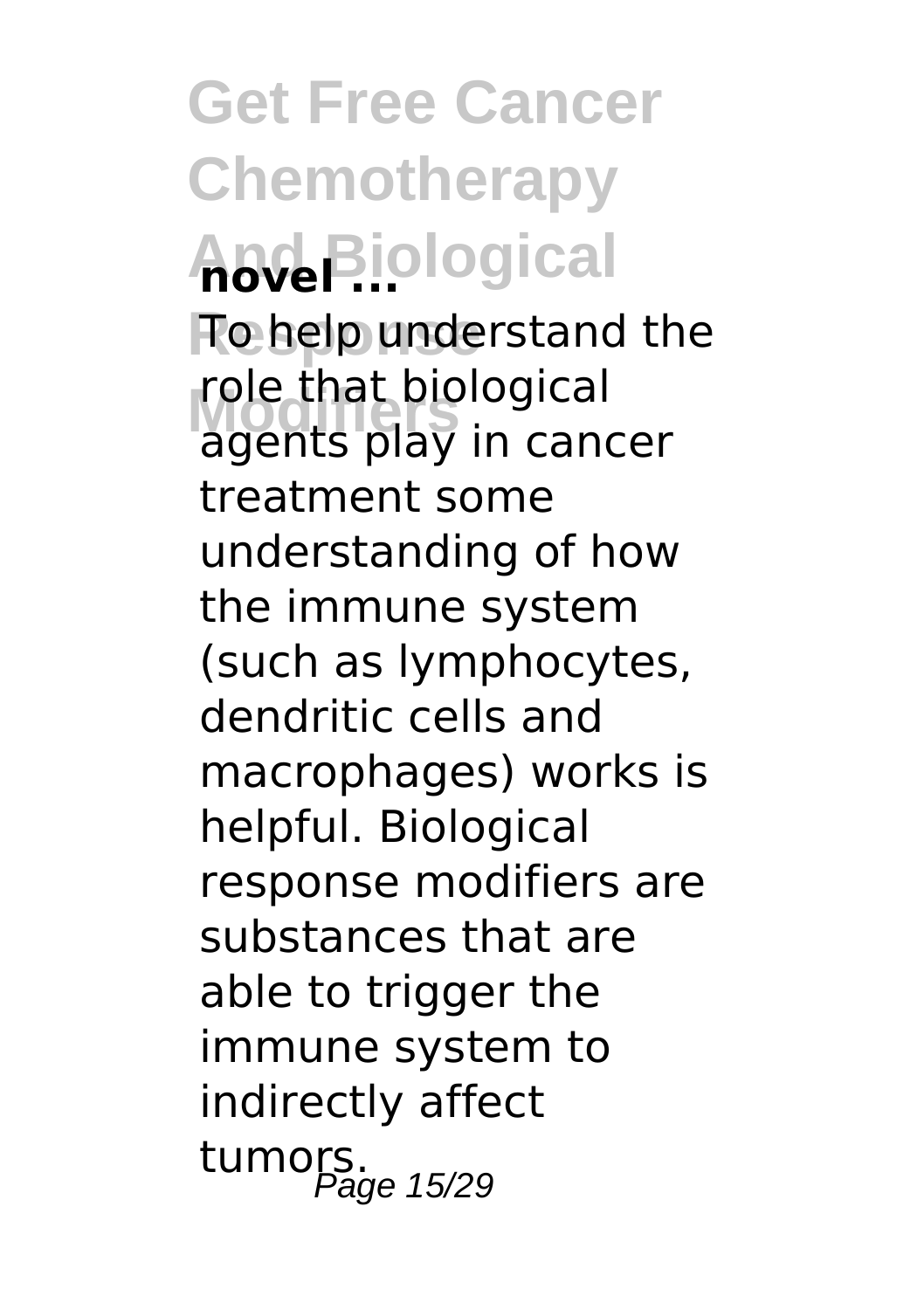**novel ...**

To help understand the role that biological agents play in cancer treatment some understanding of how the immune system (such as lymphocytes, dendritic cells and macrophages) works is helpful. Biological response modifiers are substances that are able to trigger the immune system to indirectly affect tumors.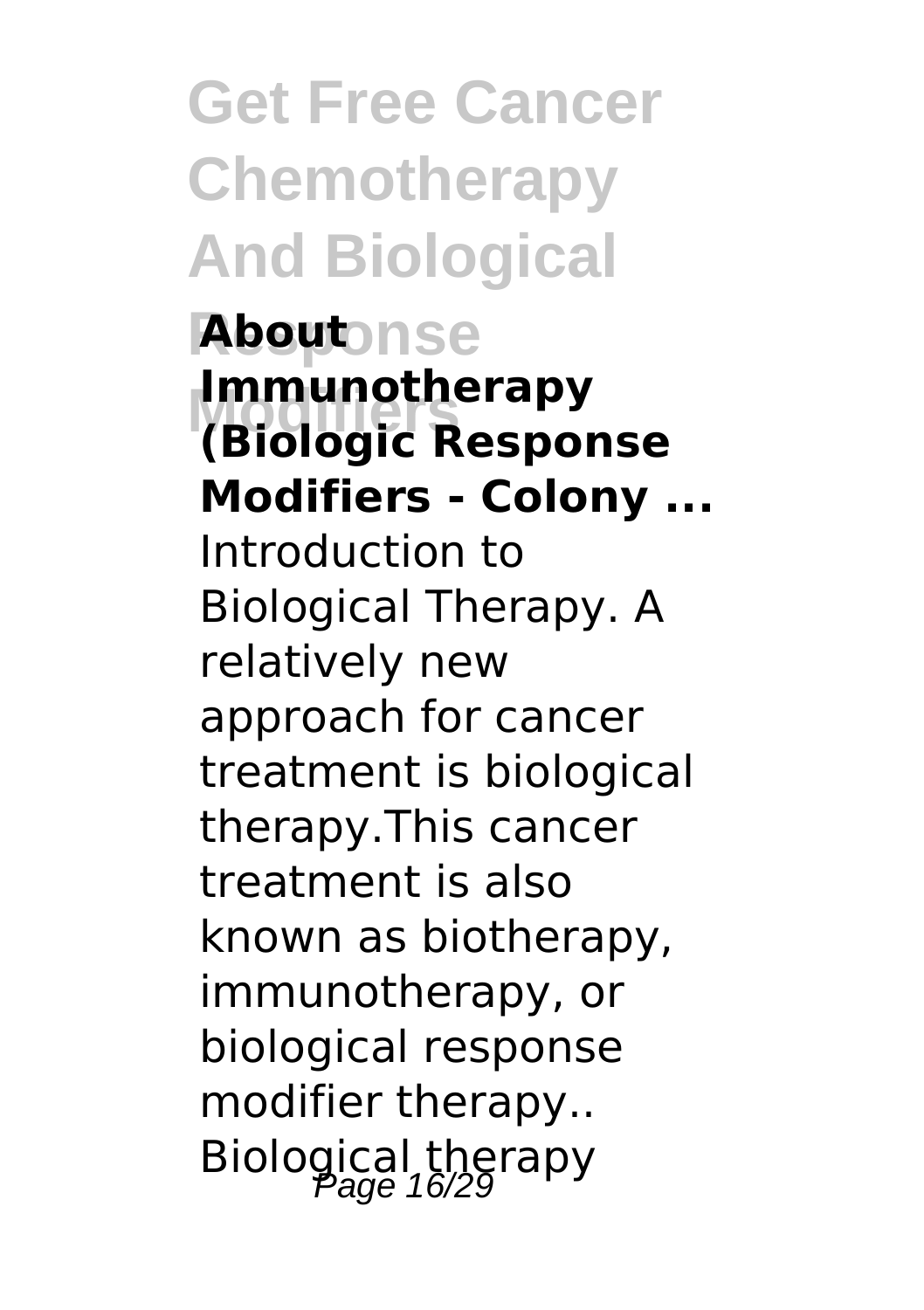**About Immunotherapy (Biologic Response Modifiers - Colony ...**

Introduction to Biological Therapy. A relatively new approach for cancer treatment is biological therapy.This cancer treatment is also known as biotherapy, immunotherapy, or biological response modifier therapy.. Biological therapy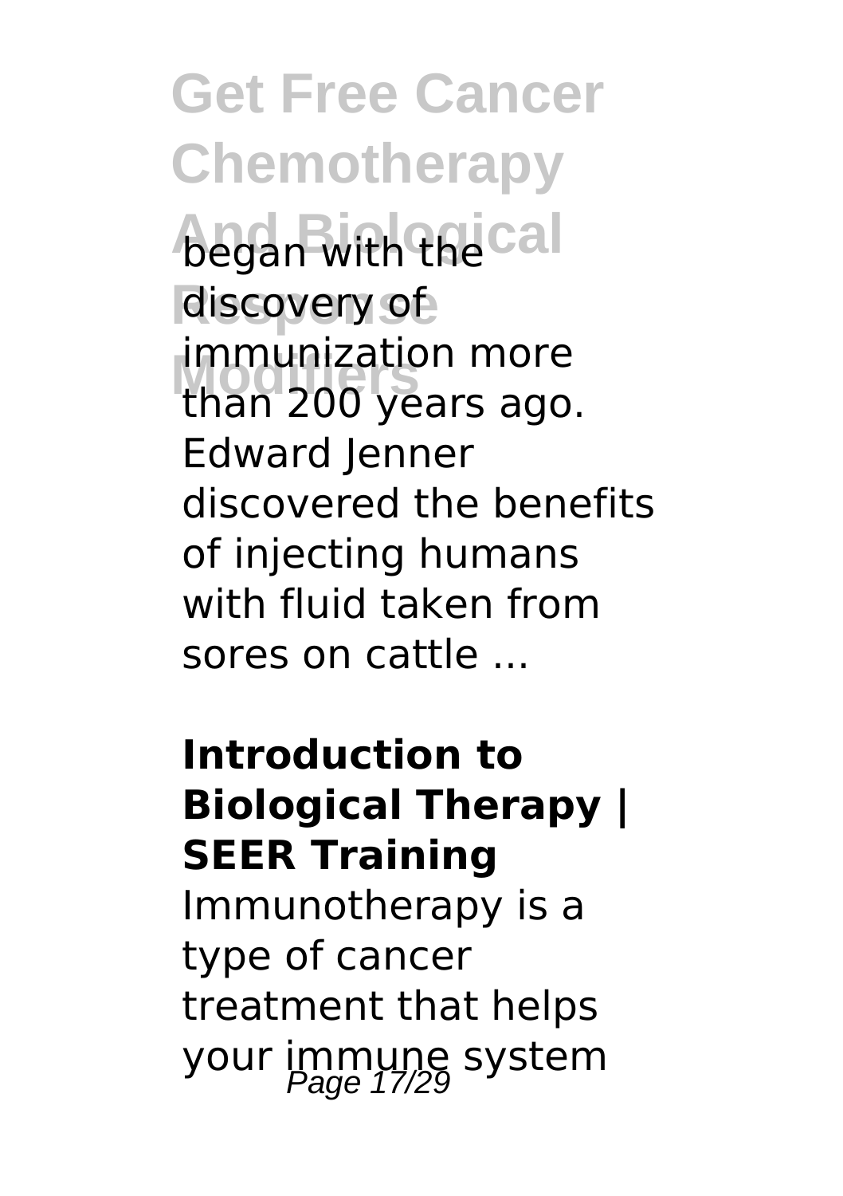began with the discovery of immunization more than 200 years ago. Edward Jenner discovered the benefits of injecting humans with fluid taken from sores on cattle ...

**Introduction to Biological Therapy | SEER Training**

Immunotherapy is a type of cancer treatment that helps your immune system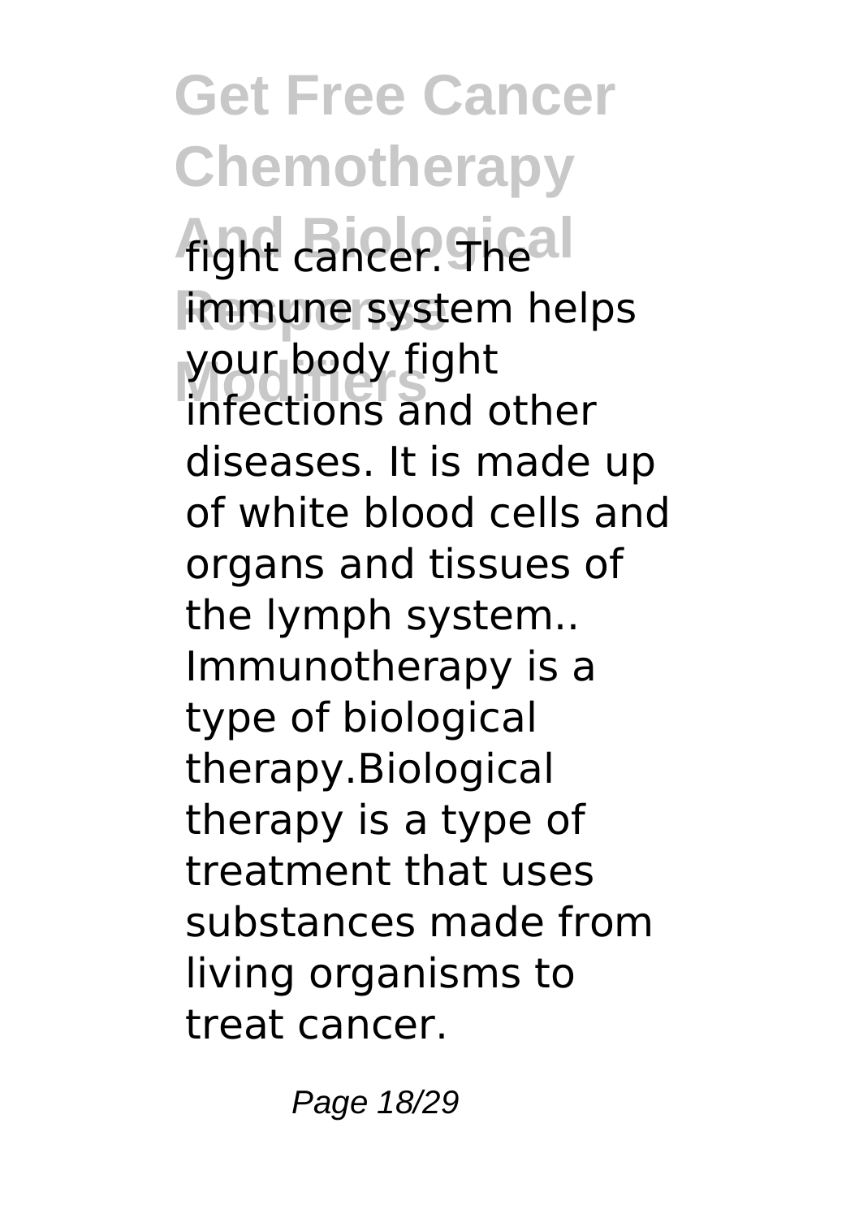fight cancer. The immune system helps your body fight infections and other diseases. It is made up of white blood cells and organs and tissues of the lymph system.. Immunotherapy is a type of biological therapy.Biological therapy is a type of treatment that uses substances made from living organisms to treat cancer.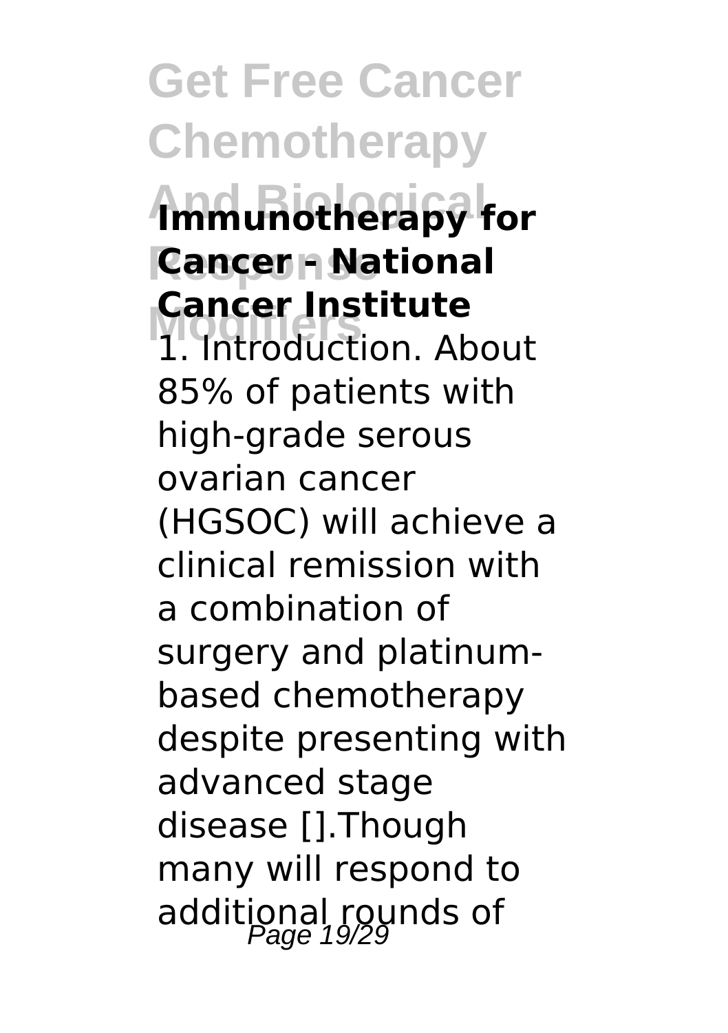**Immunotherapy for Cancer - National Cancer Institute**

1. Introduction. About 85% of patients with high-grade serous ovarian cancer (HGSOC) will achieve a clinical remission with a combination of surgery and platinum-based chemotherapy despite presenting with advanced stage disease [].Though many will respond to additional rounds of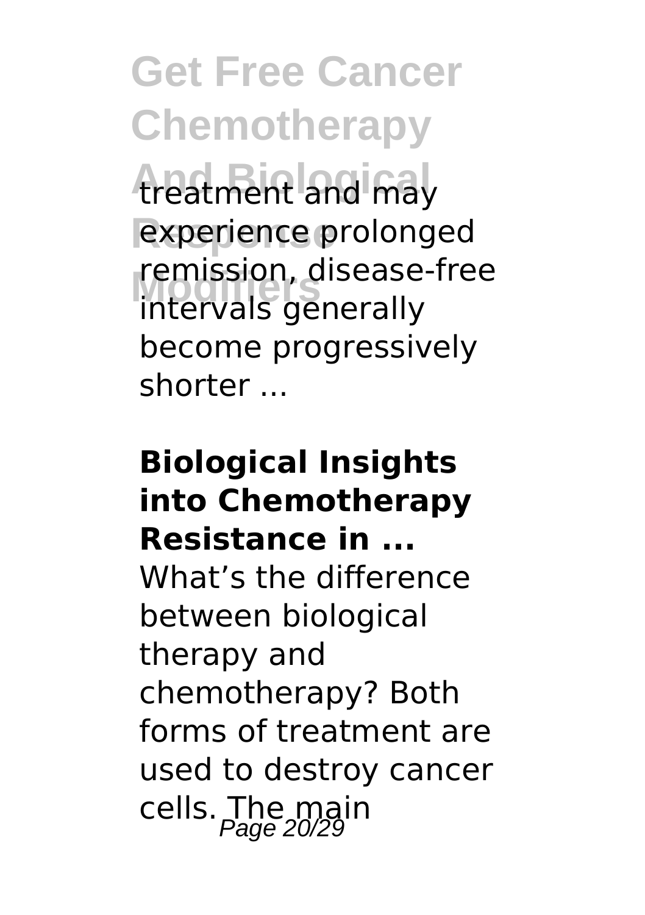treatment and may experience prolonged remission, disease-free intervals generally become progressively shorter ...

**Biological Insights into Chemotherapy Resistance in ...**

What's the difference between biological therapy and chemotherapy? Both forms of treatment are used to destroy cancer cells. The main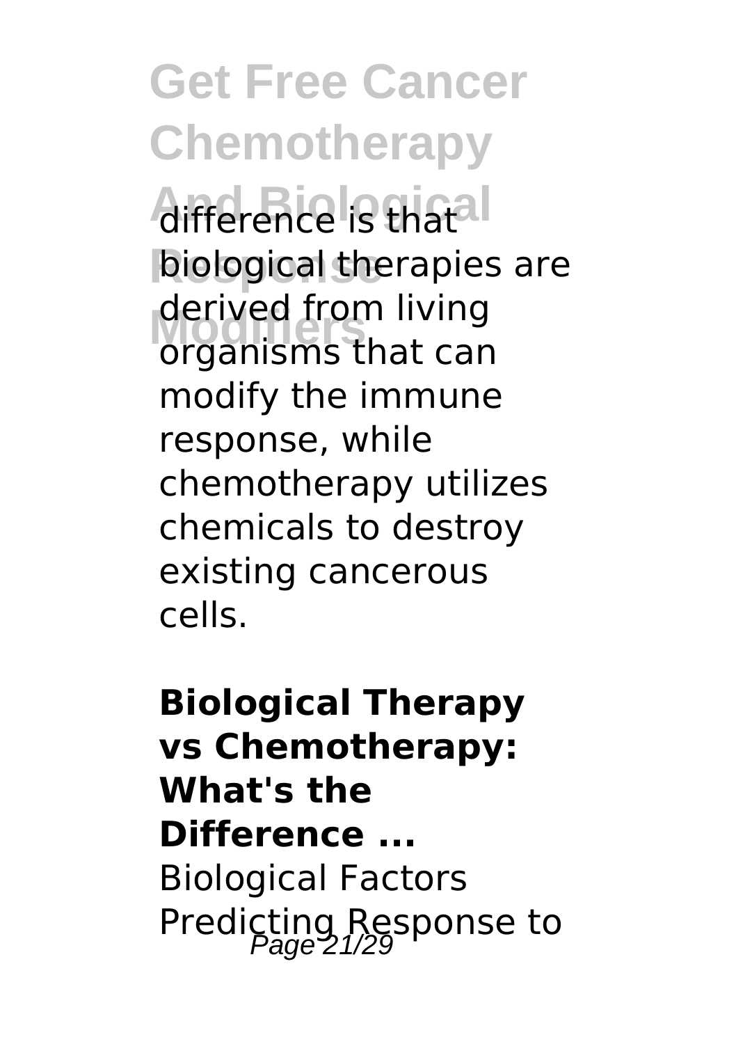difference is that biological therapies are derived from living organisms that can modify the immune response, while chemotherapy utilizes chemicals to destroy existing cancerous cells.

**Biological Therapy vs Chemotherapy: What's the Difference ...**

Biological Factors Predicting Response to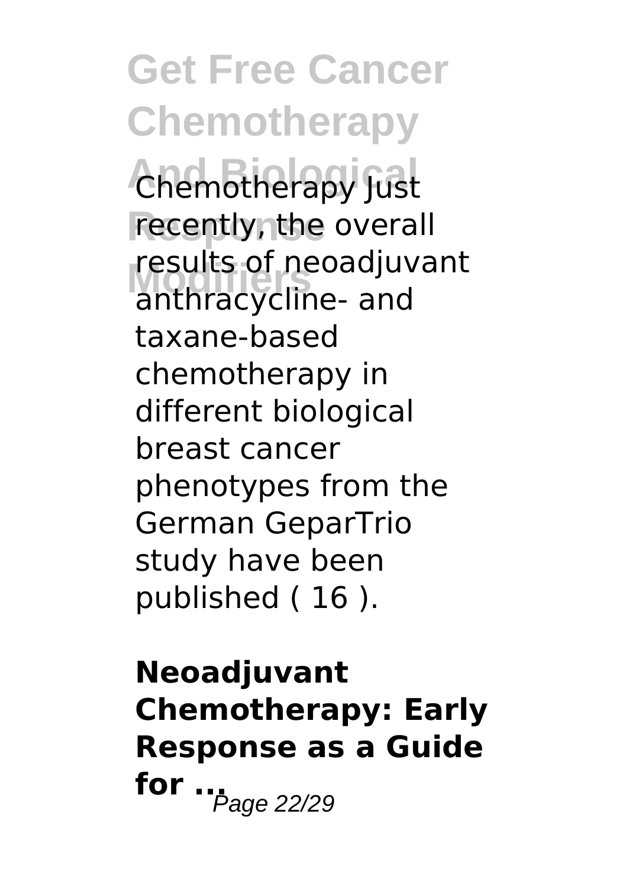Chemotherapy Just recently, the overall results of neoadjuvant anthracycline- and taxane-based chemotherapy in different biological breast cancer phenotypes from the German GeparTrio study have been published ( 16 ).

**Neoadjuvant Chemotherapy: Early Response as a Guide for ...**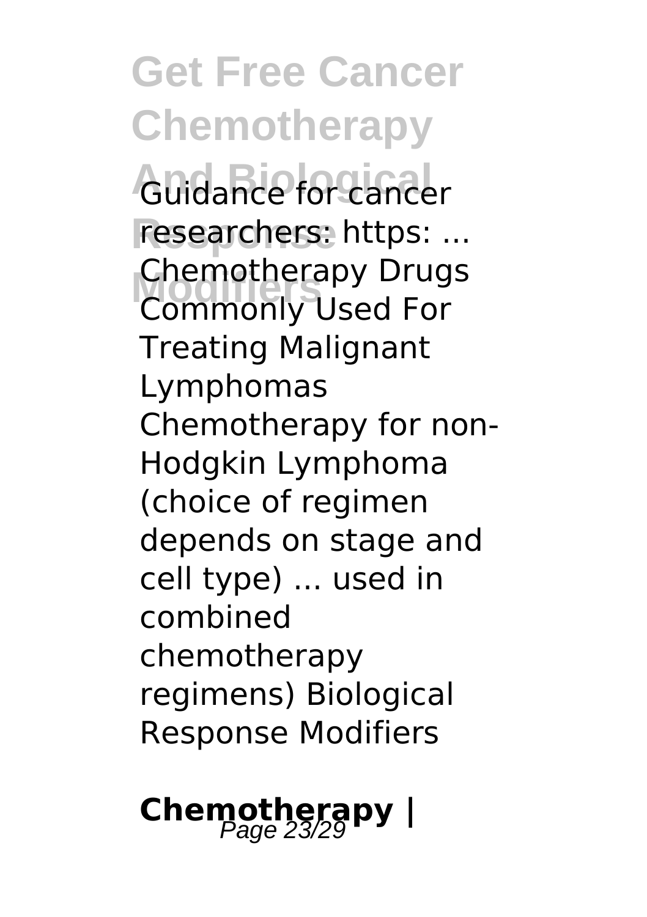Guidance for cancer researchers: https: ... Chemotherapy Drugs Commonly Used For Treating Malignant Lymphomas Chemotherapy for non-Hodgkin Lymphoma (choice of regimen depends on stage and cell type) ... used in combined chemotherapy regimens) Biological Response Modifiers

**Chemotherapy |**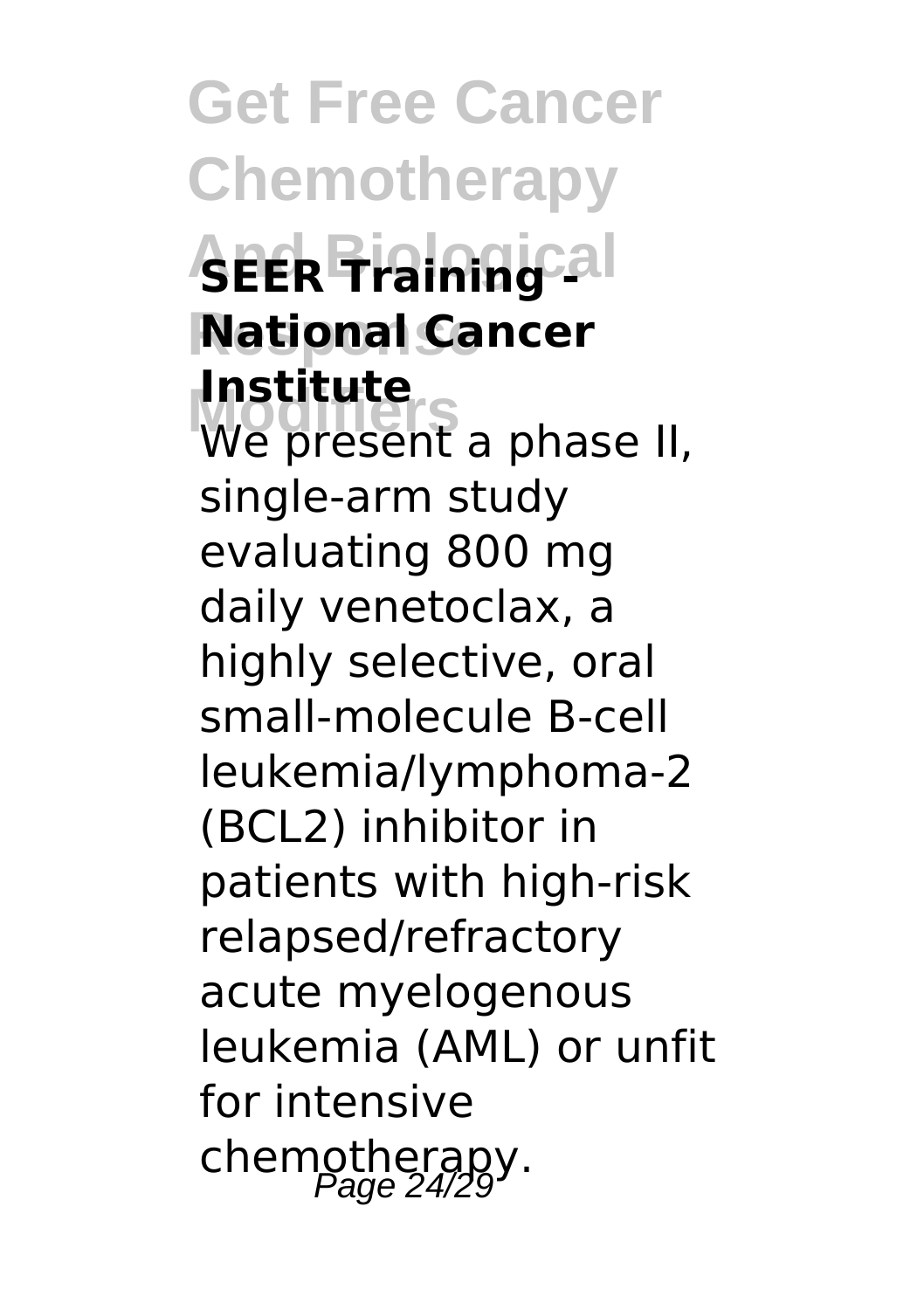### SEER Training - National Cancer Institute

We present a phase II, single-arm study evaluating 800 mg daily venetoclax, a highly selective, oral small-molecule B-cell leukemia/lymphoma-2 (BCL2) inhibitor in patients with high-risk relapsed/refractory acute myelogenous leukemia (AML) or unfit for intensive chemotherapy.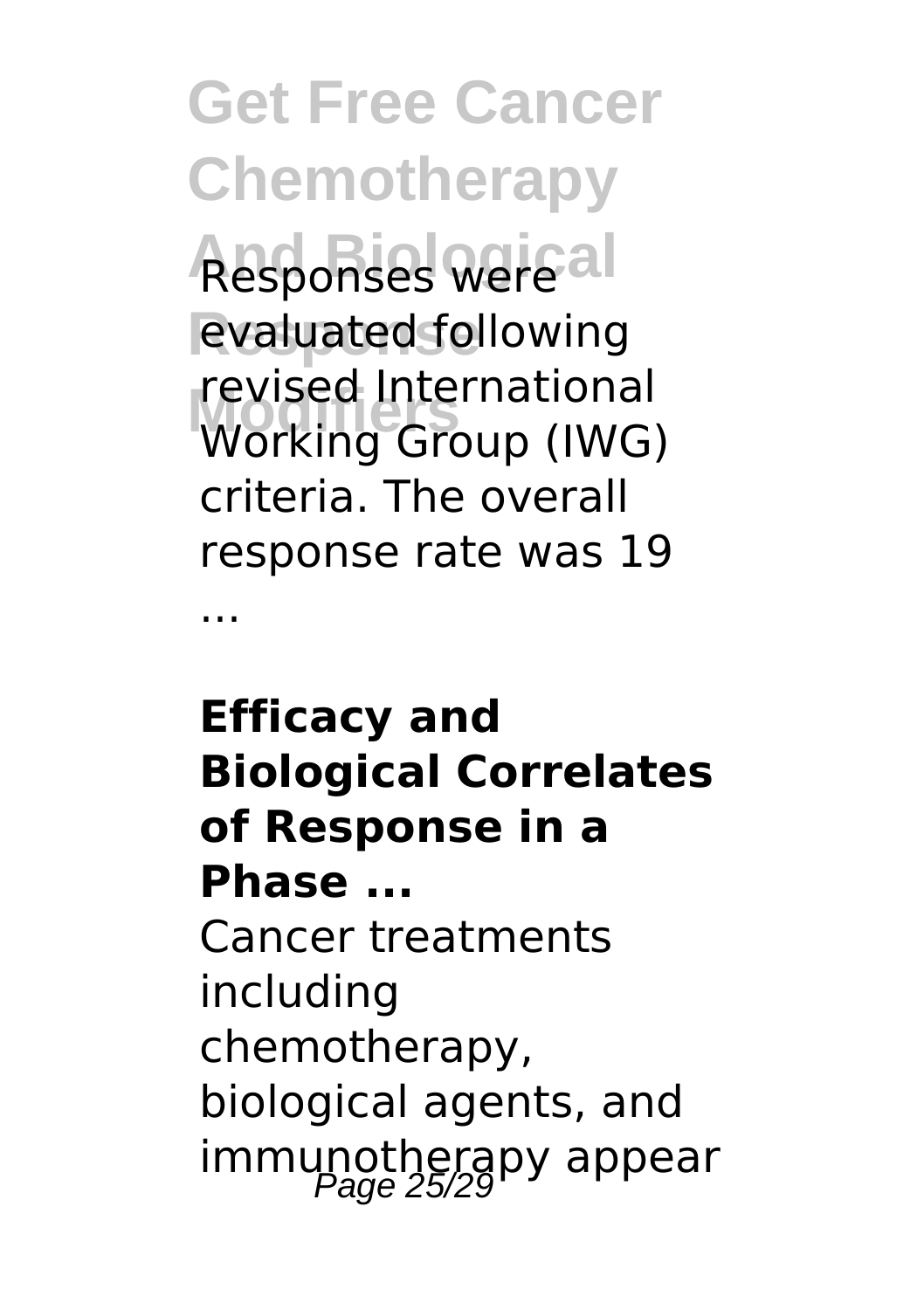Responses were evaluated following revised International Working Group (IWG) criteria. The overall response rate was 19 ...

**Efficacy and Biological Correlates of Response in a Phase ...**

Cancer treatments including chemotherapy, biological agents, and immunotherapy appear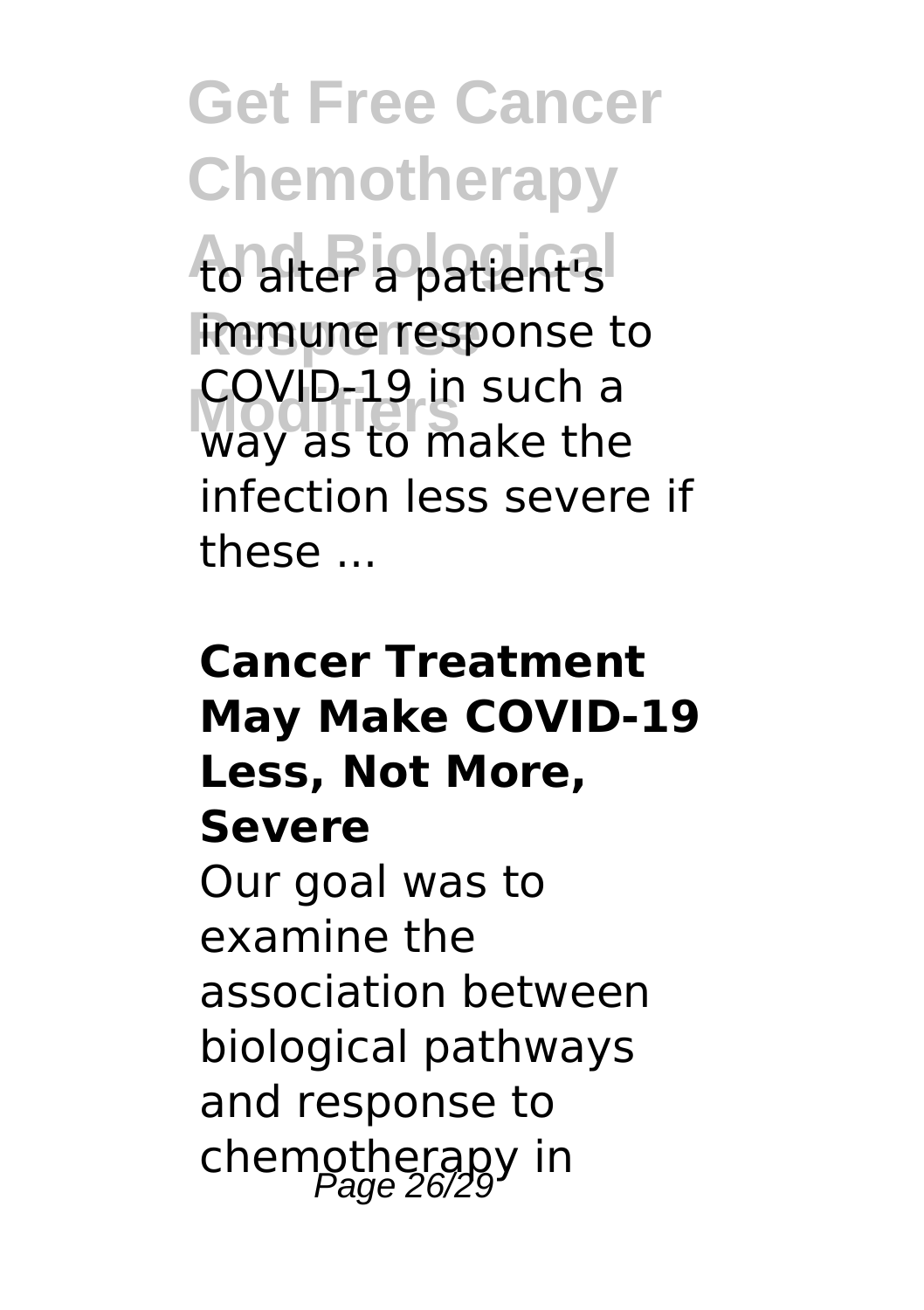to alter a patient's immune response to COVID-19 in such a way as to make the infection less severe if these ...

**Cancer Treatment May Make COVID-19 Less, Not More, Severe**

Our goal was to examine the association between biological pathways and response to chemotherapy in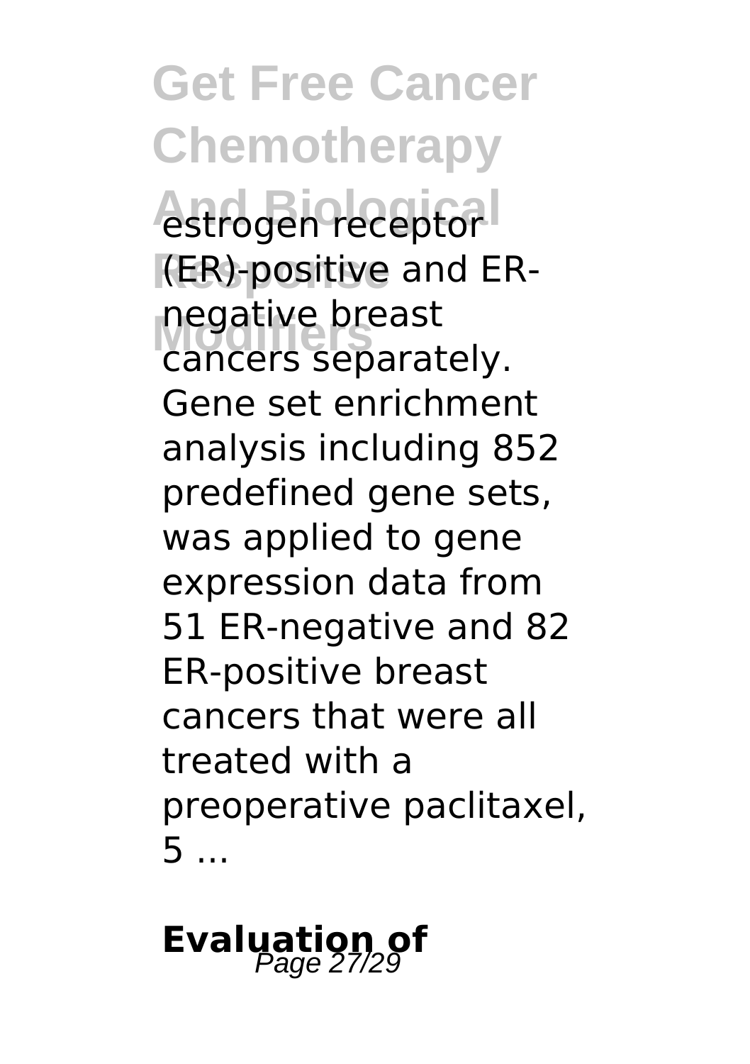estrogen receptor (ER)-positive and ER-negative breast cancers separately. Gene set enrichment analysis including 852 predefined gene sets, was applied to gene expression data from 51 ER-negative and 82 ER-positive breast cancers that were all treated with a preoperative paclitaxel, 5 ...

## Evaluation of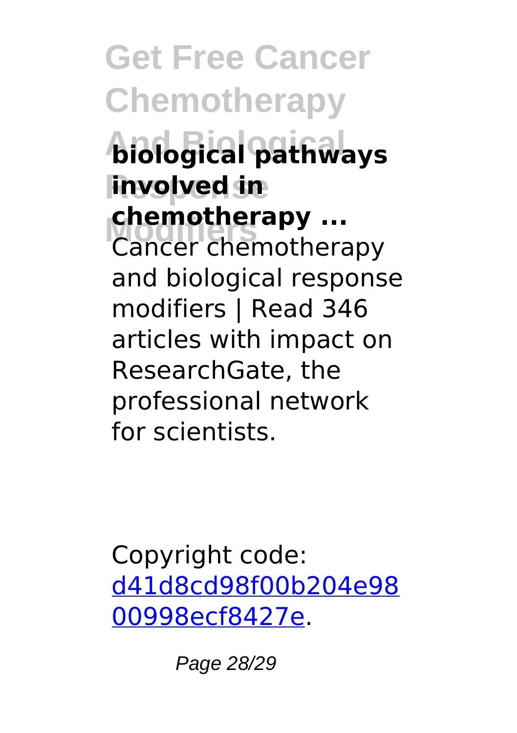**biological pathways involved in chemotherapy ...**

Cancer chemotherapy and biological response modifiers | Read 346 articles with impact on ResearchGate, the professional network for scientists.

Copyright code: [d41d8cd98f00b204e9800998ecf8427e](d41d8cd98f00b204e9800998ecf8427e).